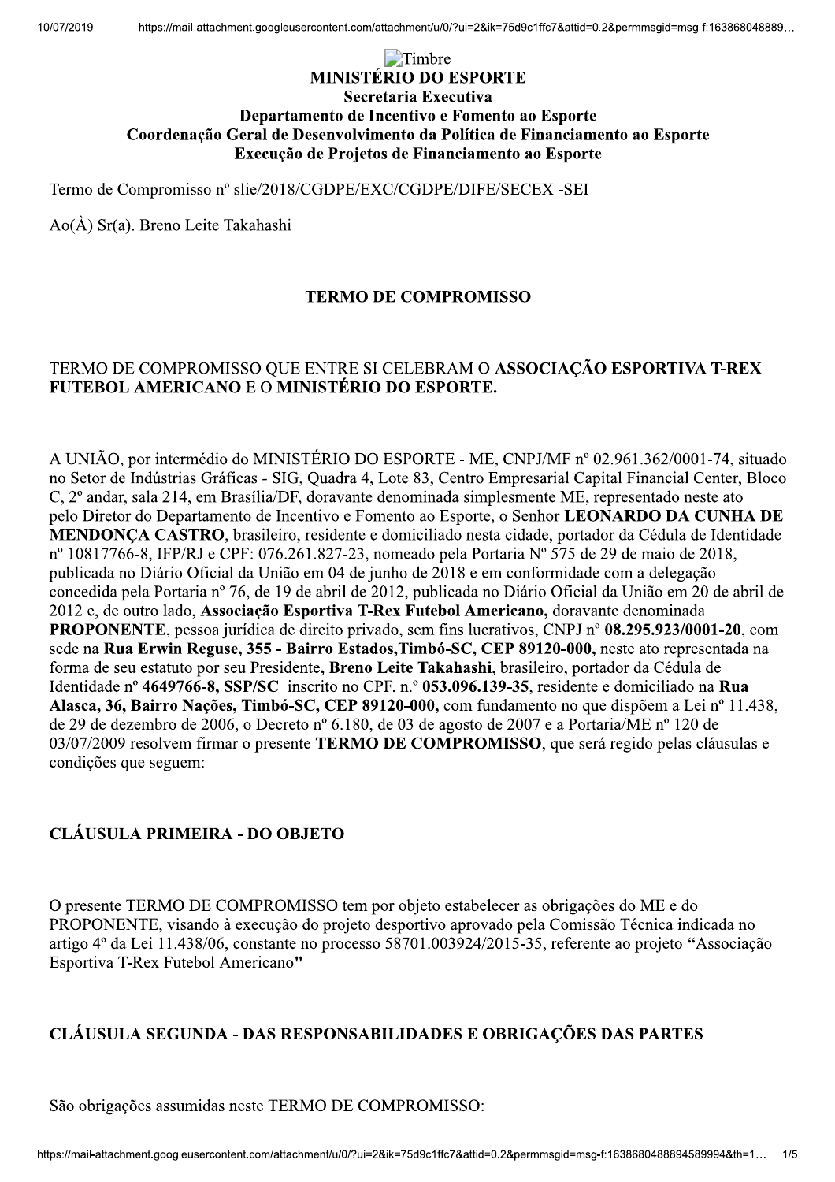Timbre

**MINISTÉRIO DO ESPORTE**
**Secretaria Executiva**
**Departamento de Incentivo e Fomento ao Esporte**
**Coordenação Geral de Desenvolvimento da Política de Financiamento ao Esporte**
**Execução de Projetos de Financiamento ao Esporte**

Termo de Compromisso nº slie/2018/CGDPE/EXC/CGDPE/DIFE/SECEX -SEI

Ao(À) Sr(a). Breno Leite Takahashi

## TERMO DE COMPROMISSO

TERMO DE COMPROMISSO QUE ENTRE SI CELEBRAM O **ASSOCIAÇÃO ESPORTIVA T-REX FUTEBOL AMERICANO** E O **MINISTÉRIO DO ESPORTE.**

A UNIÃO, por intermédio do MINISTÉRIO DO ESPORTE - ME, CNPJ/MF nº 02.961.362/0001-74, situado no Setor de Indústrias Gráficas - SIG, Quadra 4, Lote 83, Centro Empresarial Capital Financial Center, Bloco C, 2º andar, sala 214, em Brasília/DF, doravante denominada simplesmente ME, representado neste ato pelo Diretor do Departamento de Incentivo e Fomento ao Esporte, o Senhor **LEONARDO DA CUNHA DE MENDONÇA CASTRO**, brasileiro, residente e domiciliado nesta cidade, portador da Cédula de Identidade nº 10817766-8, IFP/RJ e CPF: 076.261.827-23, nomeado pela Portaria Nº 575 de 29 de maio de 2018, publicada no Diário Oficial da União em 04 de junho de 2018 e em conformidade com a delegação concedida pela Portaria nº 76, de 19 de abril de 2012, publicada no Diário Oficial da União em 20 de abril de 2012 e, de outro lado, **Associação Esportiva T-Rex Futebol Americano**, doravante denominada **PROPONENTE**, pessoa jurídica de direito privado, sem fins lucrativos, CNPJ nº **08.295.923/0001-20**, com sede na **Rua Erwin Reguse, 355 - Bairro Estados,Timbó-SC, CEP 89120-000,** neste ato representada na forma de seu estatuto por seu Presidente**, Breno Leite Takahashi**, brasileiro, portador da Cédula de Identidade nº **4649766-8, SSP/SC** inscrito no CPF. n.º **053.096.139-35**, residente e domiciliado na **Rua Alasca, 36, Bairro Nações, Timbó-SC, CEP 89120-000,** com fundamento no que dispõem a Lei nº 11.438, de 29 de dezembro de 2006, o Decreto nº 6.180, de 03 de agosto de 2007 e a Portaria/ME nº 120 de 03/07/2009 resolvem firmar o presente **TERMO DE COMPROMISSO**, que será regido pelas cláusulas e condições que seguem:

### CLÁUSULA PRIMEIRA - DO OBJETO

O presente TERMO DE COMPROMISSO tem por objeto estabelecer as obrigações do ME e do PROPONENTE, visando à execução do projeto desportivo aprovado pela Comissão Técnica indicada no artigo 4º da Lei 11.438/06, constante no processo 58701.003924/2015-35, referente ao projeto **"**Associação Esportiva T-Rex Futebol Americano**"**

### CLÁUSULA SEGUNDA - DAS RESPONSABILIDADES E OBRIGAÇÕES DAS PARTES

São obrigações assumidas neste TERMO DE COMPROMISSO: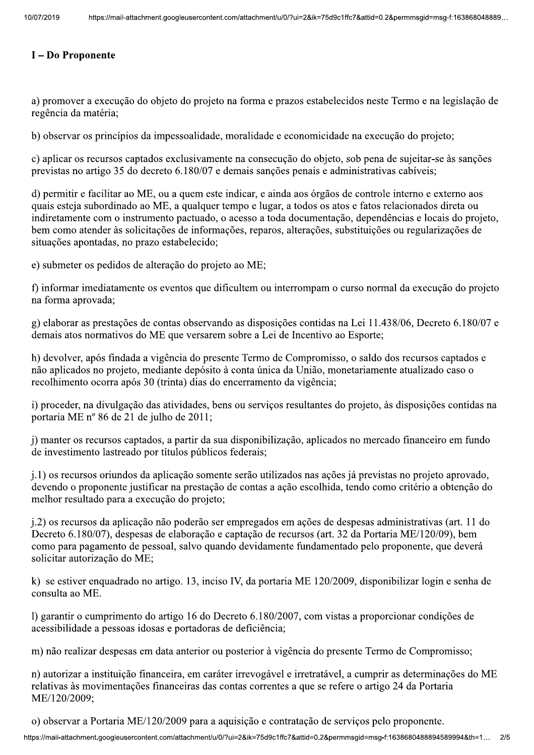## I – Do Proponente

a) promover a execução do objeto do projeto na forma e prazos estabelecidos neste Termo e na legislação de regência da matéria;

b) observar os princípios da impessoalidade, moralidade e economicidade na execução do projeto;

c) aplicar os recursos captados exclusivamente na consecução do objeto, sob pena de sujeitar-se às sanções previstas no artigo 35 do decreto 6.180/07 e demais sanções penais e administrativas cabíveis;

d) permitir e facilitar ao ME, ou a quem este indicar, e ainda aos órgãos de controle interno e externo aos quais esteja subordinado ao ME, a qualquer tempo e lugar, a todos os atos e fatos relacionados direta ou indiretamente com o instrumento pactuado, o acesso a toda documentação, dependências e locais do projeto, bem como atender às solicitações de informações, reparos, alterações, substituições ou regularizações de situações apontadas, no prazo estabelecido;

e) submeter os pedidos de alteração do projeto ao ME;

f) informar imediatamente os eventos que dificultem ou interrompam o curso normal da execução do projeto na forma aprovada;

g) elaborar as prestações de contas observando as disposições contidas na Lei 11.438/06, Decreto 6.180/07 e demais atos normativos do ME que versarem sobre a Lei de Incentivo ao Esporte;

h) devolver, após findada a vigência do presente Termo de Compromisso, o saldo dos recursos captados e não aplicados no projeto, mediante depósito à conta única da União, monetariamente atualizado caso o recolhimento ocorra após 30 (trinta) dias do encerramento da vigência;

i) proceder, na divulgação das atividades, bens ou serviços resultantes do projeto, às disposições contidas na portaria ME nº 86 de 21 de julho de 2011;

j) manter os recursos captados, a partir da sua disponibilização, aplicados no mercado financeiro em fundo de investimento lastreado por títulos públicos federais;

j.1) os recursos oriundos da aplicação somente serão utilizados nas ações já previstas no projeto aprovado, devendo o proponente justificar na prestação de contas a ação escolhida, tendo como critério a obtenção do melhor resultado para a execução do projeto;

j.2) os recursos da aplicação não poderão ser empregados em ações de despesas administrativas (art. 11 do Decreto 6.180/07), despesas de elaboração e captação de recursos (art. 32 da Portaria ME/120/09), bem como para pagamento de pessoal, salvo quando devidamente fundamentado pelo proponente, que deverá solicitar autorização do ME;

k) se estiver enquadrado no artigo. 13, inciso IV, da portaria ME 120/2009, disponibilizar login e senha de consulta ao ME.

l) garantir o cumprimento do artigo 16 do Decreto 6.180/2007, com vistas a proporcionar condições de acessibilidade a pessoas idosas e portadoras de deficiência;

m) não realizar despesas em data anterior ou posterior à vigência do presente Termo de Compromisso;

n) autorizar a instituição financeira, em caráter irrevogável e irretratável, a cumprir as determinações do ME relativas às movimentações financeiras das contas correntes a que se refere o artigo 24 da Portaria ME/120/2009;

o) observar a Portaria ME/120/2009 para a aquisição e contratação de serviços pelo proponente.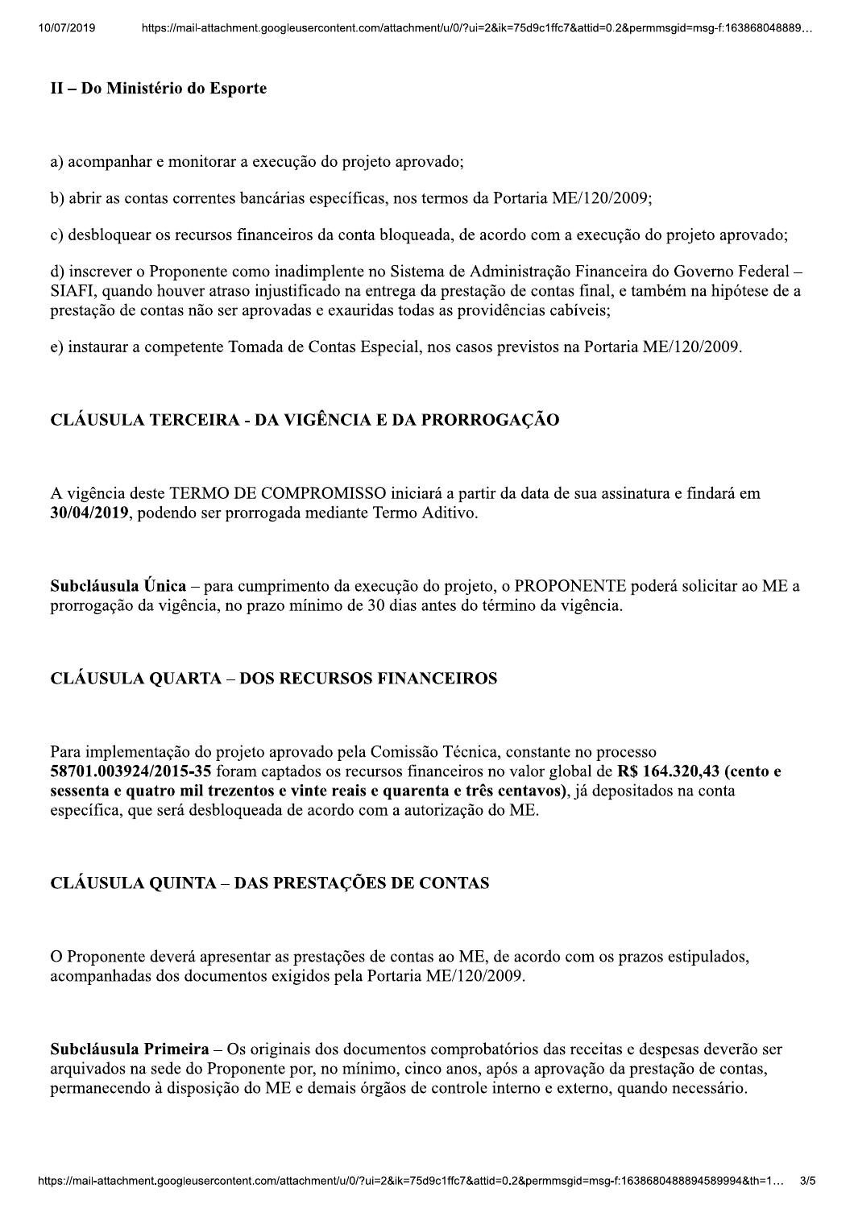## II – Do Ministério do Esporte

a) acompanhar e monitorar a execução do projeto aprovado;

b) abrir as contas correntes bancárias específicas, nos termos da Portaria ME/120/2009;

c) desbloquear os recursos financeiros da conta bloqueada, de acordo com a execução do projeto aprovado;

d) inscrever o Proponente como inadimplente no Sistema de Administração Financeira do Governo Federal – SIAFI, quando houver atraso injustificado na entrega da prestação de contas final, e também na hipótese de a prestação de contas não ser aprovadas e exauridas todas as providências cabíveis;

e) instaurar a competente Tomada de Contas Especial, nos casos previstos na Portaria ME/120/2009.

## CLÁUSULA TERCEIRA - DA VIGÊNCIA E DA PRORROGAÇÃO

A vigência deste TERMO DE COMPROMISSO iniciará a partir da data de sua assinatura e findará em **30/04/2019**, podendo ser prorrogada mediante Termo Aditivo.

**Subcláusula Única** – para cumprimento da execução do projeto, o PROPONENTE poderá solicitar ao ME a prorrogação da vigência, no prazo mínimo de 30 dias antes do término da vigência.

## CLÁUSULA QUARTA – DOS RECURSOS FINANCEIROS

Para implementação do projeto aprovado pela Comissão Técnica, constante no processo **58701.003924/2015-35** foram captados os recursos financeiros no valor global de **R$ 164.320,43 (cento e sessenta e quatro mil trezentos e vinte reais e quarenta e três centavos)**, já depositados na conta específica, que será desbloqueada de acordo com a autorização do ME.

## CLÁUSULA QUINTA – DAS PRESTAÇÕES DE CONTAS

O Proponente deverá apresentar as prestações de contas ao ME, de acordo com os prazos estipulados, acompanhadas dos documentos exigidos pela Portaria ME/120/2009.

**Subcláusula Primeira** – Os originais dos documentos comprobatórios das receitas e despesas deverão ser arquivados na sede do Proponente por, no mínimo, cinco anos, após a aprovação da prestação de contas, permanecendo à disposição do ME e demais órgãos de controle interno e externo, quando necessário.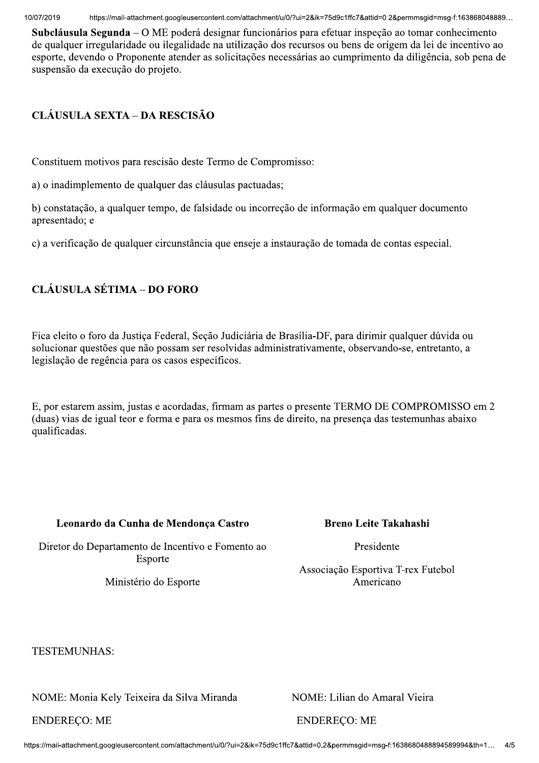**Subcláusula Segunda** – O ME poderá designar funcionários para efetuar inspeção ao tomar conhecimento de qualquer irregularidade ou ilegalidade na utilização dos recursos ou bens de origem da lei de incentivo ao esporte, devendo o Proponente atender as solicitações necessárias ao cumprimento da diligência, sob pena de suspensão da execução do projeto.

## CLÁUSULA SEXTA – DA RESCISÃO

Constituem motivos para rescisão deste Termo de Compromisso:

a) o inadimplemento de qualquer das cláusulas pactuadas;

b) constatação, a qualquer tempo, de falsidade ou incorreção de informação em qualquer documento apresentado; e

c) a verificação de qualquer circunstância que enseje a instauração de tomada de contas especial.

## CLÁUSULA SÉTIMA – DO FORO

Fica eleito o foro da Justiça Federal, Seção Judiciária de Brasília-DF, para dirimir qualquer dúvida ou solucionar questões que não possam ser resolvidas administrativamente, observando-se, entretanto, a legislação de regência para os casos específicos.

E, por estarem assim, justas e acordadas, firmam as partes o presente TERMO DE COMPROMISSO em 2 (duas) vias de igual teor e forma e para os mesmos fins de direito, na presença das testemunhas abaixo qualificadas.

**Leonardo da Cunha de Mendonça Castro**

Diretor do Departamento de Incentivo e Fomento ao Esporte

Ministério do Esporte

**Breno Leite Takahashi**

Presidente

Associação Esportiva T-rex Futebol Americano

TESTEMUNHAS:

NOME: Monia Kely Teixeira da Silva Miranda

ENDEREÇO: ME

NOME: Lilian do Amaral Vieira

ENDEREÇO: ME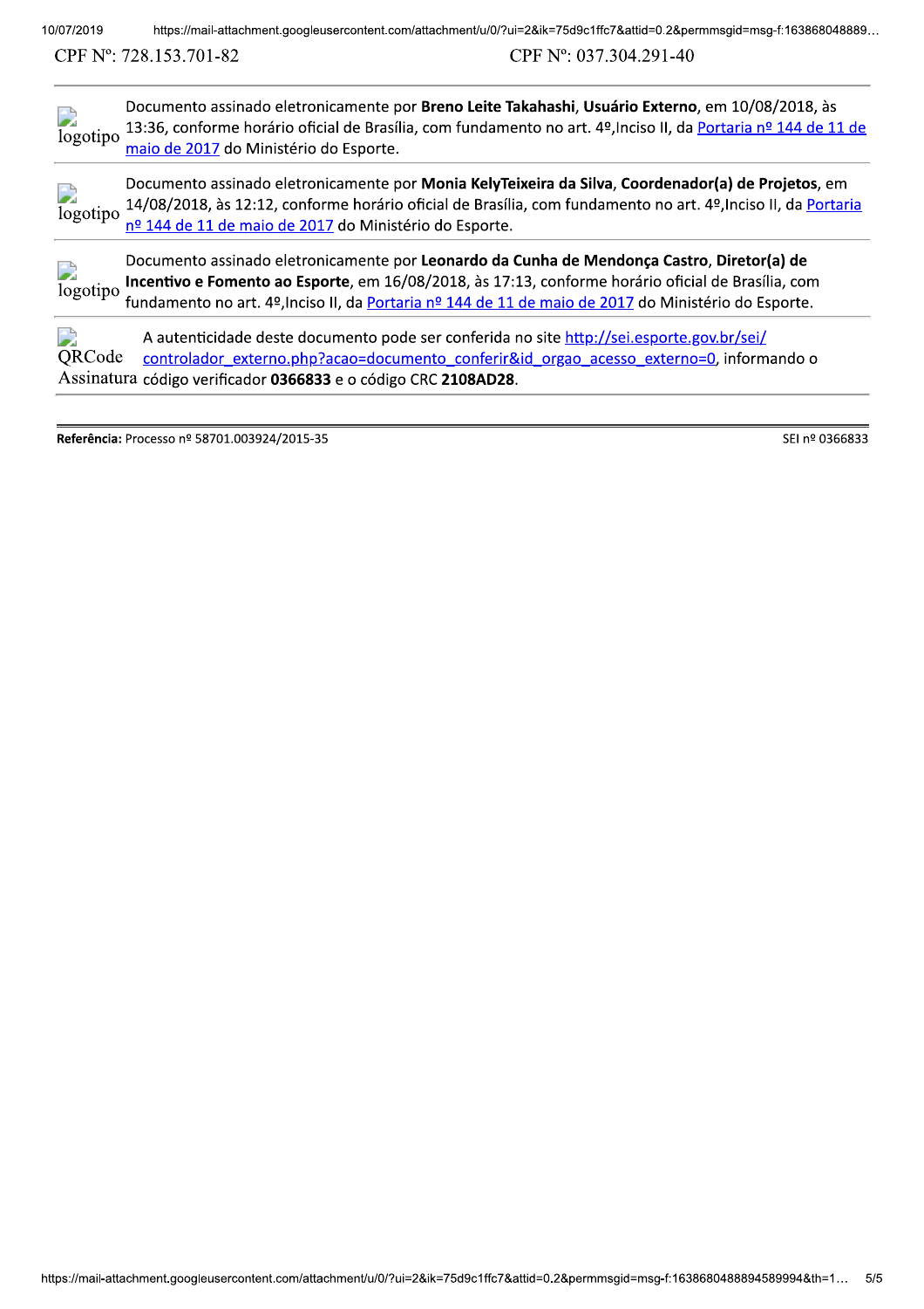CPF Nº: 728.153.701-82 CPF Nº: 037.304.291-40

---

logotipo Documento assinado eletronicamente por **Breno Leite Takahashi**, **Usuário Externo**, em 10/08/2018, às 13:36, conforme horário oficial de Brasília, com fundamento no art. 4º,Inciso II, da Portaria nº 144 de 11 de maio de 2017 do Ministério do Esporte.

---

logotipo Documento assinado eletronicamente por **Monia KelyTeixeira da Silva**, **Coordenador(a) de Projetos**, em 14/08/2018, às 12:12, conforme horário oficial de Brasília, com fundamento no art. 4º,Inciso II, da Portaria nº 144 de 11 de maio de 2017 do Ministério do Esporte.

---

logotipo Documento assinado eletronicamente por **Leonardo da Cunha de Mendonça Castro**, **Diretor(a) de Incentivo e Fomento ao Esporte**, em 16/08/2018, às 17:13, conforme horário oficial de Brasília, com fundamento no art. 4º,Inciso II, da Portaria nº 144 de 11 de maio de 2017 do Ministério do Esporte.

---

QRCode Assinatura A autenticidade deste documento pode ser conferida no site http://sei.esporte.gov.br/sei/controlador_externo.php?acao=documento_conferir&id_orgao_acesso_externo=0, informando o código verificador **0366833** e o código CRC **2108AD28**.

---

**Referência:** Processo nº 58701.003924/2015-35 SEI nº 0366833